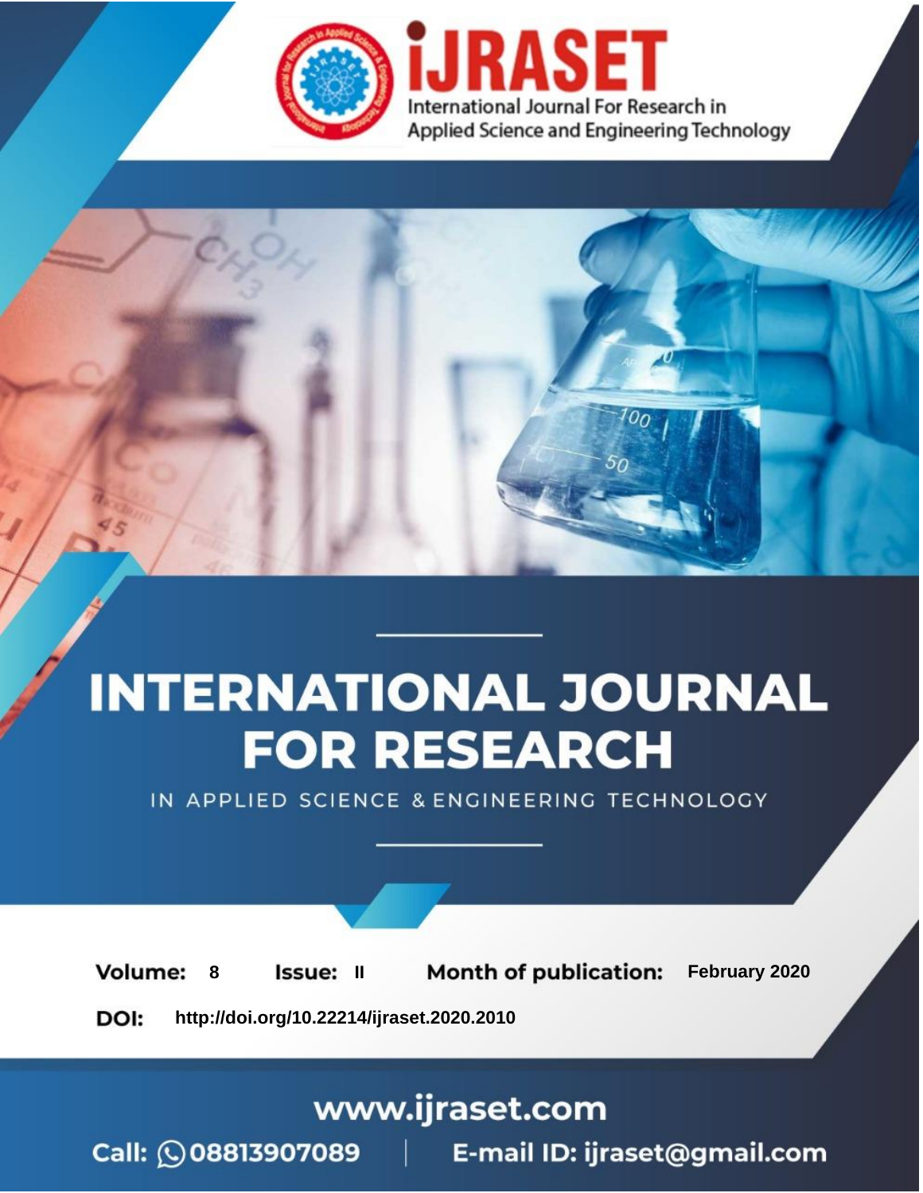iJRASET

International Journal For Research in Applied Science and Engineering Technology

# INTERNATIONAL JOURNAL FOR RESEARCH

IN APPLIED SCIENCE & ENGINEERING TECHNOLOGY

**Volume:** 8 **Issue:** II **Month of publication:** February 2020

**DOI:** http://doi.org/10.22214/ijraset.2020.2010

www.ijraset.com

Call: 08813907089 | E-mail ID: ijraset@gmail.com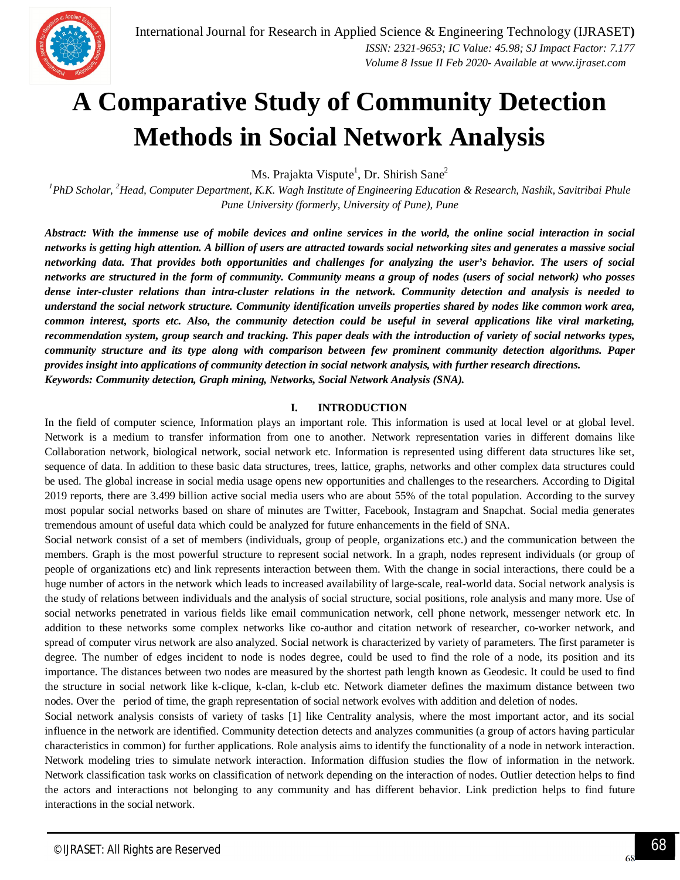# A Comparative Study of Community Detection Methods in Social Network Analysis

Ms. Prajakta Vispute[1], Dr. Shirish Sane[2]

[1]PhD Scholar, [2]Head, Computer Department, K.K. Wagh Institute of Engineering Education & Research, Nashik, Savitribai Phule Pune University (formerly, University of Pune), Pune

***Abstract:** With the immense use of mobile devices and online services in the world, the online social interaction in social networks is getting high attention. A billion of users are attracted towards social networking sites and generates a massive social networking data. That provides both opportunities and challenges for analyzing the user's behavior. The users of social networks are structured in the form of community. Community means a group of nodes (users of social network) who posses dense inter-cluster relations than intra-cluster relations in the network. Community detection and analysis is needed to understand the social network structure. Community identification unveils properties shared by nodes like common work area, common interest, sports etc. Also, the community detection could be useful in several applications like viral marketing, recommendation system, group search and tracking. This paper deals with the introduction of variety of social networks types, community structure and its type along with comparison between few prominent community detection algorithms. Paper provides insight into applications of community detection in social network analysis, with further research directions.*

***Keywords:** Community detection, Graph mining, Networks, Social Network Analysis (SNA).*

## I. INTRODUCTION

In the field of computer science, Information plays an important role. This information is used at local level or at global level. Network is a medium to transfer information from one to another. Network representation varies in different domains like Collaboration network, biological network, social network etc. Information is represented using different data structures like set, sequence of data. In addition to these basic data structures, trees, lattice, graphs, networks and other complex data structures could be used. The global increase in social media usage opens new opportunities and challenges to the researchers. According to Digital 2019 reports, there are 3.499 billion active social media users who are about 55% of the total population. According to the survey most popular social networks based on share of minutes are Twitter, Facebook, Instagram and Snapchat. Social media generates tremendous amount of useful data which could be analyzed for future enhancements in the field of SNA.

Social network consist of a set of members (individuals, group of people, organizations etc.) and the communication between the members. Graph is the most powerful structure to represent social network. In a graph, nodes represent individuals (or group of people of organizations etc) and link represents interaction between them. With the change in social interactions, there could be a huge number of actors in the network which leads to increased availability of large-scale, real-world data. Social network analysis is the study of relations between individuals and the analysis of social structure, social positions, role analysis and many more. Use of social networks penetrated in various fields like email communication network, cell phone network, messenger network etc. In addition to these networks some complex networks like co-author and citation network of researcher, co-worker network, and spread of computer virus network are also analyzed. Social network is characterized by variety of parameters. The first parameter is degree. The number of edges incident to node is nodes degree, could be used to find the role of a node, its position and its importance. The distances between two nodes are measured by the shortest path length known as Geodesic. It could be used to find the structure in social network like k-clique, k-clan, k-club etc. Network diameter defines the maximum distance between two nodes. Over the period of time, the graph representation of social network evolves with addition and deletion of nodes.

Social network analysis consists of variety of tasks [1] like Centrality analysis, where the most important actor, and its social influence in the network are identified. Community detection detects and analyzes communities (a group of actors having particular characteristics in common) for further applications. Role analysis aims to identify the functionality of a node in network interaction. Network modeling tries to simulate network interaction. Information diffusion studies the flow of information in the network. Network classification task works on classification of network depending on the interaction of nodes. Outlier detection helps to find the actors and interactions not belonging to any community and has different behavior. Link prediction helps to find future interactions in the social network.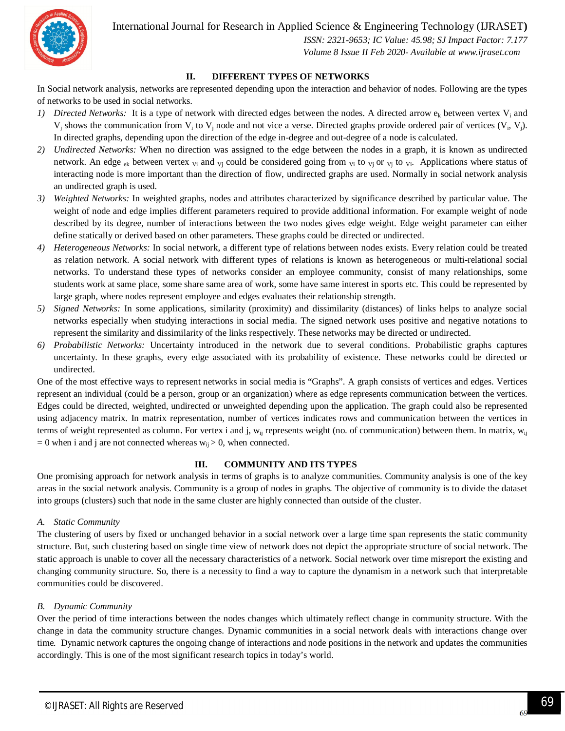## II. DIFFERENT TYPES OF NETWORKS

In Social network analysis, networks are represented depending upon the interaction and behavior of nodes. Following are the types of networks to be used in social networks.

1) *Directed Networks:* It is a type of network with directed edges between the nodes. A directed arrow $e_k$ between vertex $V_i$ and $V_j$ shows the communication from $V_i$ to $V_j$ node and not vice a verse. Directed graphs provide ordered pair of vertices ($V_i$, $V_j$). In directed graphs, depending upon the direction of the edge in-degree and out-degree of a node is calculated.
2) *Undirected Networks:* When no direction was assigned to the edge between the nodes in a graph, it is known as undirected network. An edge $_{ek}$ between vertex $_{Vi}$ and $_{vj}$ could be considered going from $_{Vi}$ to $_{Vj}$ or $_{vj}$ to $_{Vi}$. Applications where status of interacting node is more important than the direction of flow, undirected graphs are used. Normally in social network analysis an undirected graph is used.
3) *Weighted Networks:* In weighted graphs, nodes and attributes characterized by significance described by particular value. The weight of node and edge implies different parameters required to provide additional information. For example weight of node described by its degree, number of interactions between the two nodes gives edge weight. Edge weight parameter can either define statically or derived based on other parameters. These graphs could be directed or undirected.
4) *Heterogeneous Networks:* In social network, a different type of relations between nodes exists. Every relation could be treated as relation network. A social network with different types of relations is known as heterogeneous or multi-relational social networks. To understand these types of networks consider an employee community, consist of many relationships, some students work at same place, some share same area of work, some have same interest in sports etc. This could be represented by large graph, where nodes represent employee and edges evaluates their relationship strength.
5) *Signed Networks:* In some applications, similarity (proximity) and dissimilarity (distances) of links helps to analyze social networks especially when studying interactions in social media. The signed network uses positive and negative notations to represent the similarity and dissimilarity of the links respectively. These networks may be directed or undirected.
6) *Probabilistic Networks:* Uncertainty introduced in the network due to several conditions. Probabilistic graphs captures uncertainty. In these graphs, every edge associated with its probability of existence. These networks could be directed or undirected.

One of the most effective ways to represent networks in social media is "Graphs". A graph consists of vertices and edges. Vertices represent an individual (could be a person, group or an organization) where as edge represents communication between the vertices. Edges could be directed, weighted, undirected or unweighted depending upon the application. The graph could also be represented using adjacency matrix. In matrix representation, number of vertices indicates rows and communication between the vertices in terms of weight represented as column. For vertex i and j, $w_{ij}$ represents weight (no. of communication) between them. In matrix, $w_{ij} = 0$ when i and j are not connected whereas $w_{ij} > 0$, when connected.

## III. COMMUNITY AND ITS TYPES

One promising approach for network analysis in terms of graphs is to analyze communities. Community analysis is one of the key areas in the social network analysis. Community is a group of nodes in graphs. The objective of community is to divide the dataset into groups (clusters) such that node in the same cluster are highly connected than outside of the cluster.

### *A. Static Community*

The clustering of users by fixed or unchanged behavior in a social network over a large time span represents the static community structure. But, such clustering based on single time view of network does not depict the appropriate structure of social network. The static approach is unable to cover all the necessary characteristics of a network. Social network over time misreport the existing and changing community structure. So, there is a necessity to find a way to capture the dynamism in a network such that interpretable communities could be discovered.

### *B. Dynamic Community*

Over the period of time interactions between the nodes changes which ultimately reflect change in community structure. With the change in data the community structure changes. Dynamic communities in a social network deals with interactions change over time. Dynamic network captures the ongoing change of interactions and node positions in the network and updates the communities accordingly. This is one of the most significant research topics in today's world.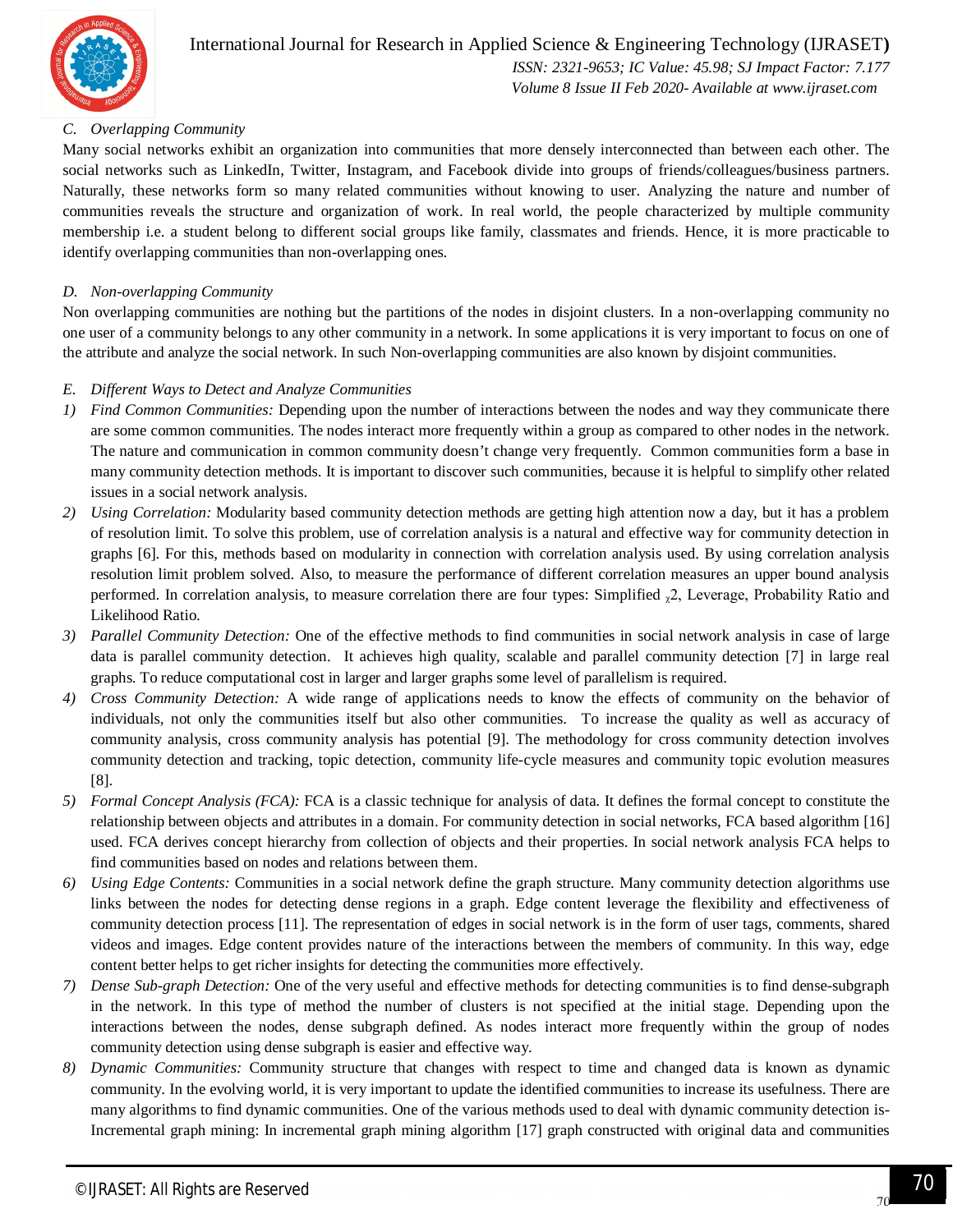### C. Overlapping Community

Many social networks exhibit an organization into communities that more densely interconnected than between each other. The social networks such as LinkedIn, Twitter, Instagram, and Facebook divide into groups of friends/colleagues/business partners. Naturally, these networks form so many related communities without knowing to user. Analyzing the nature and number of communities reveals the structure and organization of work. In real world, the people characterized by multiple community membership i.e. a student belong to different social groups like family, classmates and friends. Hence, it is more practicable to identify overlapping communities than non-overlapping ones.

### D. Non-overlapping Community

Non overlapping communities are nothing but the partitions of the nodes in disjoint clusters. In a non-overlapping community no one user of a community belongs to any other community in a network. In some applications it is very important to focus on one of the attribute and analyze the social network. In such Non-overlapping communities are also known by disjoint communities.

### E. Different Ways to Detect and Analyze Communities

1) *Find Common Communities:* Depending upon the number of interactions between the nodes and way they communicate there are some common communities. The nodes interact more frequently within a group as compared to other nodes in the network. The nature and communication in common community doesn't change very frequently. Common communities form a base in many community detection methods. It is important to discover such communities, because it is helpful to simplify other related issues in a social network analysis.
2) *Using Correlation:* Modularity based community detection methods are getting high attention now a day, but it has a problem of resolution limit. To solve this problem, use of correlation analysis is a natural and effective way for community detection in graphs [6]. For this, methods based on modularity in connection with correlation analysis used. By using correlation analysis resolution limit problem solved. Also, to measure the performance of different correlation measures an upper bound analysis performed. In correlation analysis, to measure correlation there are four types: Simplified $\chi$2, Leverage, Probability Ratio and Likelihood Ratio.
3) *Parallel Community Detection:* One of the effective methods to find communities in social network analysis in case of large data is parallel community detection. It achieves high quality, scalable and parallel community detection [7] in large real graphs. To reduce computational cost in larger and larger graphs some level of parallelism is required.
4) *Cross Community Detection:* A wide range of applications needs to know the effects of community on the behavior of individuals, not only the communities itself but also other communities. To increase the quality as well as accuracy of community analysis, cross community analysis has potential [9]. The methodology for cross community detection involves community detection and tracking, topic detection, community life-cycle measures and community topic evolution measures [8].
5) *Formal Concept Analysis (FCA):* FCA is a classic technique for analysis of data. It defines the formal concept to constitute the relationship between objects and attributes in a domain. For community detection in social networks, FCA based algorithm [16] used. FCA derives concept hierarchy from collection of objects and their properties. In social network analysis FCA helps to find communities based on nodes and relations between them.
6) *Using Edge Contents:* Communities in a social network define the graph structure. Many community detection algorithms use links between the nodes for detecting dense regions in a graph. Edge content leverage the flexibility and effectiveness of community detection process [11]. The representation of edges in social network is in the form of user tags, comments, shared videos and images. Edge content provides nature of the interactions between the members of community. In this way, edge content better helps to get richer insights for detecting the communities more effectively.
7) *Dense Sub-graph Detection:* One of the very useful and effective methods for detecting communities is to find dense-subgraph in the network. In this type of method the number of clusters is not specified at the initial stage. Depending upon the interactions between the nodes, dense subgraph defined. As nodes interact more frequently within the group of nodes community detection using dense subgraph is easier and effective way.
8) *Dynamic Communities:* Community structure that changes with respect to time and changed data is known as dynamic community. In the evolving world, it is very important to update the identified communities to increase its usefulness. There are many algorithms to find dynamic communities. One of the various methods used to deal with dynamic community detection is- Incremental graph mining: In incremental graph mining algorithm [17] graph constructed with original data and communities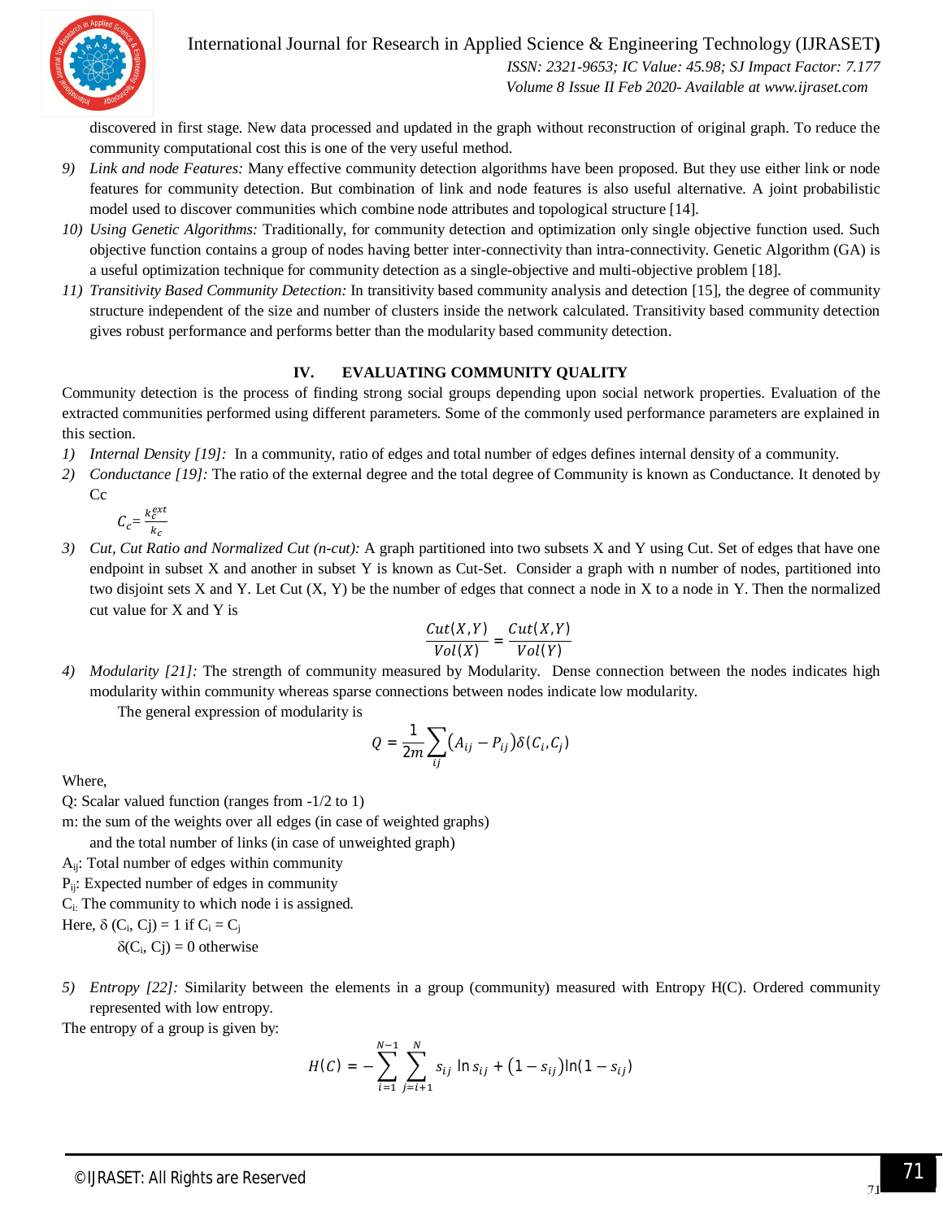discovered in first stage. New data processed and updated in the graph without reconstruction of original graph. To reduce the community computational cost this is one of the very useful method.

9) *Link and node Features:* Many effective community detection algorithms have been proposed. But they use either link or node features for community detection. But combination of link and node features is also useful alternative. A joint probabilistic model used to discover communities which combine node attributes and topological structure [14].
10) *Using Genetic Algorithms:* Traditionally, for community detection and optimization only single objective function used. Such objective function contains a group of nodes having better inter-connectivity than intra-connectivity. Genetic Algorithm (GA) is a useful optimization technique for community detection as a single-objective and multi-objective problem [18].
11) *Transitivity Based Community Detection:* In transitivity based community analysis and detection [15], the degree of community structure independent of the size and number of clusters inside the network calculated. Transitivity based community detection gives robust performance and performs better than the modularity based community detection.

## IV. EVALUATING COMMUNITY QUALITY

Community detection is the process of finding strong social groups depending upon social network properties. Evaluation of the extracted communities performed using different parameters. Some of the commonly used performance parameters are explained in this section.

1) *Internal Density [19]:* In a community, ratio of edges and total number of edges defines internal density of a community.
2) *Conductance [19]:* The ratio of the external degree and the total degree of Community is known as Conductance. It denoted by Cc

$$C_c = \frac{k_c^{ext}}{k_c}$$

3) *Cut, Cut Ratio and Normalized Cut (n-cut):* A graph partitioned into two subsets X and Y using Cut. Set of edges that have one endpoint in subset X and another in subset Y is known as Cut-Set. Consider a graph with n number of nodes, partitioned into two disjoint sets X and Y. Let Cut (X, Y) be the number of edges that connect a node in X to a node in Y. Then the normalized cut value for X and Y is

$$\frac{Cut(X,Y)}{Vol(X)} = \frac{Cut(X,Y)}{Vol(Y)}$$

4) *Modularity [21]:* The strength of community measured by Modularity. Dense connection between the nodes indicates high modularity within community whereas sparse connections between nodes indicate low modularity.

   The general expression of modularity is

$$Q = \frac{1}{2m}\sum_{ij}\left(A_{ij} - P_{ij}\right)\delta(C_i, C_j)$$

Where,

Q: Scalar valued function (ranges from -1/2 to 1)

m: the sum of the weights over all edges (in case of weighted graphs) and the total number of links (in case of unweighted graph)

$A_{ij}$: Total number of edges within community

$P_{ij}$: Expected number of edges in community

$C_i$: The community to which node i is assigned.

Here, $\delta(C_i, C_j) = 1$ if $C_i = C_j$

$\delta(C_i, C_j) = 0$ otherwise

5) *Entropy [22]:* Similarity between the elements in a group (community) measured with Entropy H(C). Ordered community represented with low entropy.

The entropy of a group is given by:

$$H(C) = -\sum_{i=1}^{N-1}\sum_{j=i+1}^{N} s_{ij}\ln s_{ij} + \left(1 - s_{ij}\right)\ln\left(1 - s_{ij}\right)$$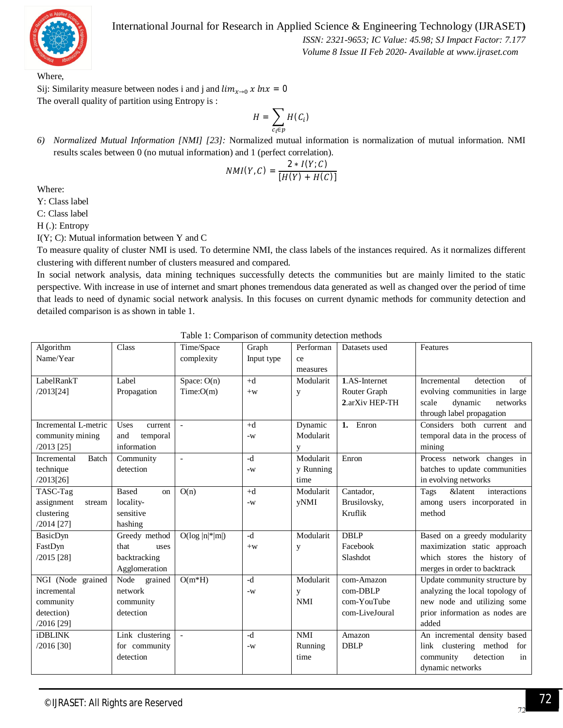Where,

Sij: Similarity measure between nodes i and j and $lim_{x \to 0} \, x \, lnx = 0$

The overall quality of partition using Entropy is :

$$H = \sum_{c_i \in p} H(C_i)$$

6) *Normalized Mutual Information [NMI] [23]:* Normalized mutual information is normalization of mutual information. NMI results scales between 0 (no mutual information) and 1 (perfect correlation).

$$NMI(Y, C) = \frac{2 * I(Y; C)}{[H(Y) + H(C)]}$$

Where:

Y: Class label

C: Class label

H (.): Entropy

I(Y; C): Mutual information between Y and C

To measure quality of cluster NMI is used. To determine NMI, the class labels of the instances required. As it normalizes different clustering with different number of clusters measured and compared.

In social network analysis, data mining techniques successfully detects the communities but are mainly limited to the static perspective. With increase in use of internet and smart phones tremendous data generated as well as changed over the period of time that leads to need of dynamic social network analysis. In this focuses on current dynamic methods for community detection and detailed comparison is as shown in table 1.

Table 1: Comparison of community detection methods

| Algorithm Name/Year | Class | Time/Space complexity | Graph Input type | Performance measures | Datasets used | Features |
|---|---|---|---|---|---|---|
| LabelRankT /2013[24] | Label Propagation | Space: O(n) Time:O(m) | +d +w | Modularity | 1.AS-Internet Router Graph 2.arXiv HEP-TH | Incremental detection of evolving communities in large scale dynamic networks through label propagation |
| Incremental L-metric community mining /2013 [25] | Uses current and temporal information | - | +d -w | Dynamic Modularity | 1. Enron | Considers both current and temporal data in the process of mining |
| Incremental Batch technique /2013[26] | Community detection | - | -d -w | Modularity Running time | Enron | Process network changes in batches to update communities in evolving networks |
| TASC-Tag assignment stream clustering /2014 [27] | Based on locality-sensitive hashing | O(n) | +d -w | Modularity NMI | Cantador, Brusilovsky, Kruflik | Tags &latent interactions among users incorporated in method |
| BasicDyn FastDyn /2015 [28] | Greedy method that uses backtracking Agglomeration | O(log \|n\|*\|m\|) | -d +w | Modularity | DBLP Facebook Slashdot | Based on a greedy modularity maximization static approach which stores the history of merges in order to backtrack |
| NGI (Node grained incremental community detection) /2016 [29] | Node grained network community detection | O(m*H) | -d -w | Modularity NMI | com-Amazon com-DBLP com-YouTube com-LiveJoural | Update community structure by analyzing the local topology of new node and utilizing some prior information as nodes are added |
| iDBLINK /2016 [30] | Link clustering for community detection | - | -d -w | NMI Running time | Amazon DBLP | An incremental density based link clustering method for community detection in dynamic networks |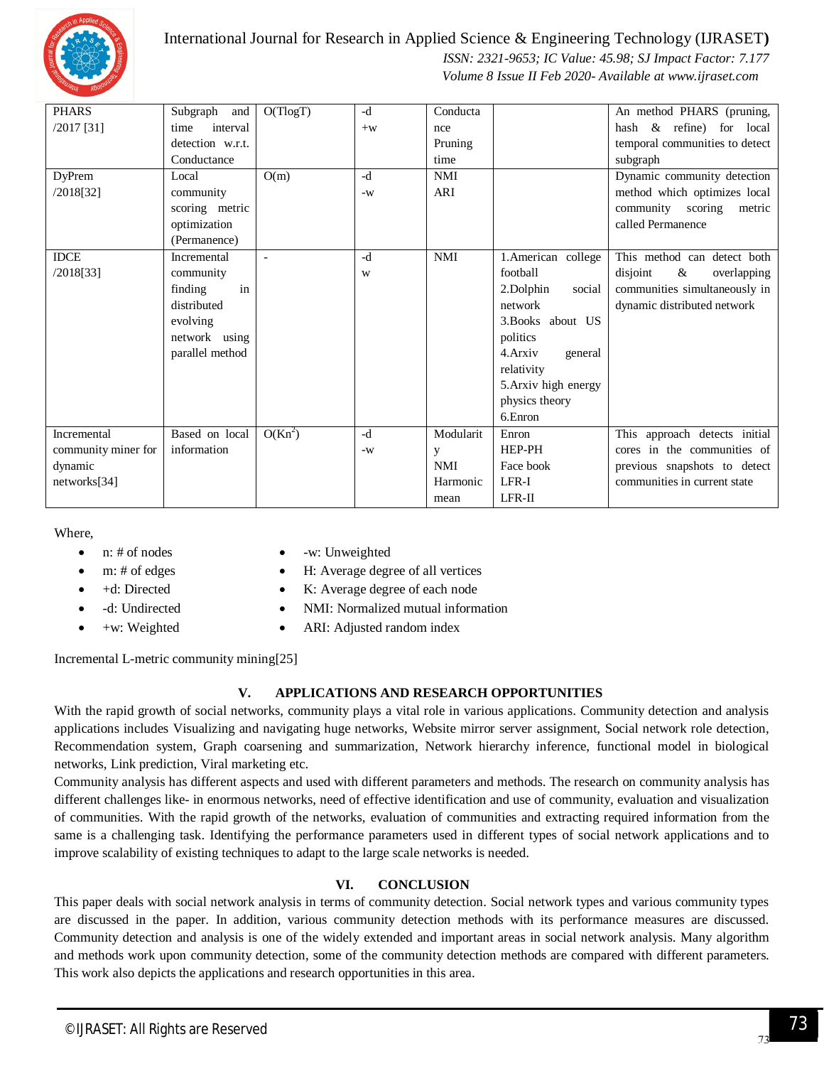| PHARS /2017 [31] | Subgraph and time interval detection w.r.t. Conductance | O(TlogT) | -d +w | Conductance Pruning time | | An method PHARS (pruning, hash & refine) for local temporal communities to detect subgraph |
|---|---|---|---|---|---|---|
| DyPrem /2018[32] | Local community scoring metric optimization (Permanence) | O(m) | -d -w | NMI ARI | | Dynamic community detection method which optimizes local community scoring metric called Permanence |
| IDCE /2018[33] | Incremental community finding in distributed evolving network using parallel method | - | -d w | NMI | 1.American college football 2.Dolphin social network 3.Books about US politics 4.Arxiv general relativity 5.Arxiv high energy physics theory 6.Enron | This method can detect both disjoint & overlapping communities simultaneously in dynamic distributed network |
| Incremental community miner for dynamic networks[34] | Based on local information | $O(Kn^2)$ | -d -w | Modularity NMI Harmonic mean | Enron HEP-PH Face book LFR-I LFR-II | This approach detects initial cores in the communities of previous snapshots to detect communities in current state |

Where,

- n: # of nodes
- m: # of edges
- +d: Directed
- -d: Undirected
- +w: Weighted
- -w: Unweighted
- H: Average degree of all vertices
- K: Average degree of each node
- NMI: Normalized mutual information
- ARI: Adjusted random index

Incremental L-metric community mining[25]

## V. APPLICATIONS AND RESEARCH OPPORTUNITIES

With the rapid growth of social networks, community plays a vital role in various applications. Community detection and analysis applications includes Visualizing and navigating huge networks, Website mirror server assignment, Social network role detection, Recommendation system, Graph coarsening and summarization, Network hierarchy inference, functional model in biological networks, Link prediction, Viral marketing etc.

Community analysis has different aspects and used with different parameters and methods. The research on community analysis has different challenges like- in enormous networks, need of effective identification and use of community, evaluation and visualization of communities. With the rapid growth of the networks, evaluation of communities and extracting required information from the same is a challenging task. Identifying the performance parameters used in different types of social network applications and to improve scalability of existing techniques to adapt to the large scale networks is needed.

## VI. CONCLUSION

This paper deals with social network analysis in terms of community detection. Social network types and various community types are discussed in the paper. In addition, various community detection methods with its performance measures are discussed. Community detection and analysis is one of the widely extended and important areas in social network analysis. Many algorithm and methods work upon community detection, some of the community detection methods are compared with different parameters. This work also depicts the applications and research opportunities in this area.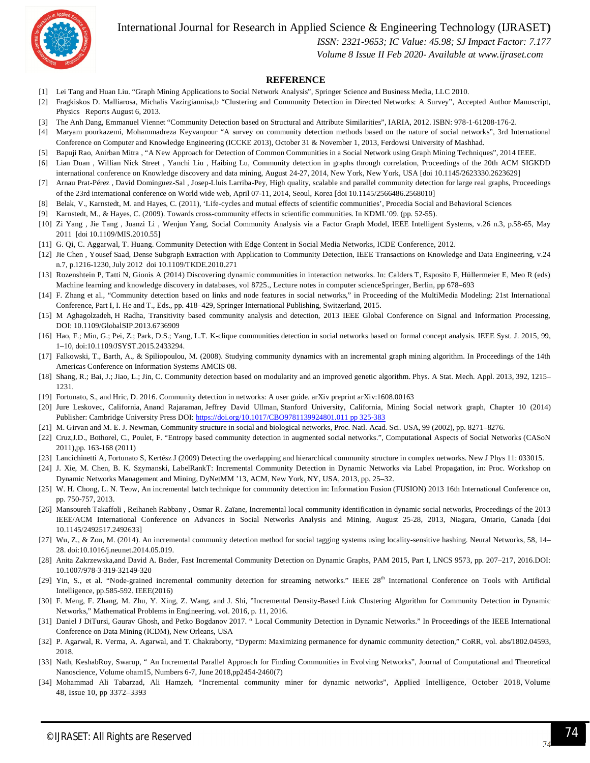## REFERENCE

[1] Lei Tang and Huan Liu. "Graph Mining Applications to Social Network Analysis", Springer Science and Business Media, LLC 2010.

[2] Fragkiskos D. Malliarosa, Michalis Vazirgiannisa,b "Clustering and Community Detection in Directed Networks: A Survey", Accepted Author Manuscript, Physics Reports August 6, 2013.

[3] The Anh Dang, Emmanuel Viennet "Community Detection based on Structural and Attribute Similarities", IARIA, 2012. ISBN: 978-1-61208-176-2.

[4] Maryam pourkazemi, Mohammadreza Keyvanpour "A survey on community detection methods based on the nature of social networks", 3rd International Conference on Computer and Knowledge Engineering (ICCKE 2013), October 31 & November 1, 2013, Ferdowsi University of Mashhad.

[5] Bapuji Rao, Anirban Mitra , "A New Approach for Detection of Common Communities in a Social Network using Graph Mining Techniques", 2014 IEEE.

[6] Lian Duan , Willian Nick Street , Yanchi Liu , Haibing Lu, Community detection in graphs through correlation, Proceedings of the 20th ACM SIGKDD international conference on Knowledge discovery and data mining, August 24-27, 2014, New York, New York, USA [doi 10.1145/2623330.2623629]

[7] Arnau Prat-Pérez , David Dominguez-Sal , Josep-Lluis Larriba-Pey, High quality, scalable and parallel community detection for large real graphs, Proceedings of the 23rd international conference on World wide web, April 07-11, 2014, Seoul, Korea [doi 10.1145/2566486.2568010]

[8] Belak, V., Karnstedt, M. and Hayes, C. (2011), 'Life-cycles and mutual effects of scientific communities', Procedia Social and Behavioral Sciences

[9] Karnstedt, M., & Hayes, C. (2009). Towards cross-community effects in scientific communities. In KDML'09. (pp. 52-55).

[10] Zi Yang , Jie Tang , Juanzi Li , Wenjun Yang, Social Community Analysis via a Factor Graph Model, IEEE Intelligent Systems, v.26 n.3, p.58-65, May 2011 [doi 10.1109/MIS.2010.55]

[11] G. Qi, C. Aggarwal, T. Huang. Community Detection with Edge Content in Social Media Networks, ICDE Conference, 2012.

[12] Jie Chen , Yousef Saad, Dense Subgraph Extraction with Application to Community Detection, IEEE Transactions on Knowledge and Data Engineering, v.24 n.7, p.1216-1230, July 2012 doi 10.1109/TKDE.2010.271

[13] Rozenshtein P, Tatti N, Gionis A (2014) Discovering dynamic communities in interaction networks. In: Calders T, Esposito F, Hüllermeier E, Meo R (eds) Machine learning and knowledge discovery in databases, vol 8725., Lecture notes in computer scienceSpringer, Berlin, pp 678–693

[14] F. Zhang et al., "Community detection based on links and node features in social networks," in Proceeding of the MultiMedia Modeling: 21st International Conference, Part I, I. He and T., Eds., pp. 418–429, Springer International Publishing, Switzerland, 2015.

[15] M Aghagolzadeh, H Radha, Transitivity based community analysis and detection, 2013 IEEE Global Conference on Signal and Information Processing, DOI: 10.1109/GlobalSIP.2013.6736909

[16] Hao, F.; Min, G.; Pei, Z.; Park, D.S.; Yang, L.T. K-clique communities detection in social networks based on formal concept analysis. IEEE Syst. J. 2015, 99, 1–10, doi:10.1109/JSYST.2015.2433294.

[17] Falkowski, T., Barth, A., & Spiliopoulou, M. (2008). Studying community dynamics with an incremental graph mining algorithm. In Proceedings of the 14th Americas Conference on Information Systems AMCIS 08.

[18] Shang, R.; Bai, J.; Jiao, L.; Jin, C. Community detection based on modularity and an improved genetic algorithm. Phys. A Stat. Mech. Appl. 2013, 392, 1215–1231.

[19] Fortunato, S., and Hric, D. 2016. Community detection in networks: A user guide. arXiv preprint arXiv:1608.00163

[20] Jure Leskovec, California, Anand Rajaraman, Jeffrey David Ullman, Stanford University, California, Mining Social network graph, Chapter 10 (2014) Publisher: Cambridge University Press DOI: https://doi.org/10.1017/CBO9781139924801.011 pp 325-383

[21] M. Girvan and M. E. J. Newman, Community structure in social and biological networks, Proc. Natl. Acad. Sci. USA, 99 (2002), pp. 8271–8276.

[22] Cruz,J.D., Bothorel, C., Poulet, F. "Entropy based community detection in augmented social networks.", Computational Aspects of Social Networks (CASoN 2011),pp. 163-168 (2011)

[23] Lancichinetti A, Fortunato S, Kertész J (2009) Detecting the overlapping and hierarchical community structure in complex networks. New J Phys 11: 033015.

[24] J. Xie, M. Chen, B. K. Szymanski, LabelRankT: Incremental Community Detection in Dynamic Networks via Label Propagation, in: Proc. Workshop on Dynamic Networks Management and Mining, DyNetMM '13, ACM, New York, NY, USA, 2013, pp. 25–32.

[25] W. H. Chong, L. N. Teow, An incremental batch technique for community detection in: Information Fusion (FUSION) 2013 16th International Conference on, pp. 750-757, 2013.

[26] Mansoureh Takaffoli , Reihaneh Rabbany , Osmar R. Zaïane, Incremental local community identification in dynamic social networks, Proceedings of the 2013 IEEE/ACM International Conference on Advances in Social Networks Analysis and Mining, August 25-28, 2013, Niagara, Ontario, Canada [doi 10.1145/2492517.2492633]

[27] Wu, Z., & Zou, M. (2014). An incremental community detection method for social tagging systems using locality-sensitive hashing. Neural Networks, 58, 14–28. doi:10.1016/j.neunet.2014.05.019.

[28] Anita Zakrzewska,and David A. Bader, Fast Incremental Community Detection on Dynamic Graphs, PAM 2015, Part I, LNCS 9573, pp. 207–217, 2016.DOI: 10.1007/978-3-319-32149-320

[29] Yin, S., et al. "Node-grained incremental community detection for streaming networks." IEEE 28th International Conference on Tools with Artificial Intelligence, pp.585-592. IEEE(2016)

[30] F. Meng, F. Zhang, M. Zhu, Y. Xing, Z. Wang, and J. Shi, "Incremental Density-Based Link Clustering Algorithm for Community Detection in Dynamic Networks," Mathematical Problems in Engineering, vol. 2016, p. 11, 2016.

[31] Daniel J DiTursi, Gaurav Ghosh, and Petko Bogdanov 2017. " Local Community Detection in Dynamic Networks." In Proceedings of the IEEE International Conference on Data Mining (ICDM), New Orleans, USA

[32] P. Agarwal, R. Verma, A. Agarwal, and T. Chakraborty, "Dyperm: Maximizing permanence for dynamic community detection," CoRR, vol. abs/1802.04593, 2018.

[33] Nath, KeshabRoy, Swarup, " An Incremental Parallel Approach for Finding Communities in Evolving Networks", Journal of Computational and Theoretical Nanoscience, Volume oham15, Numbers 6-7, June 2018,pp2454-2460(7)

[34] Mohammad Ali Tabarzad, Ali Hamzeh, "Incremental community miner for dynamic networks", Applied Intelligence, October 2018, Volume 48, Issue 10, pp 3372–3393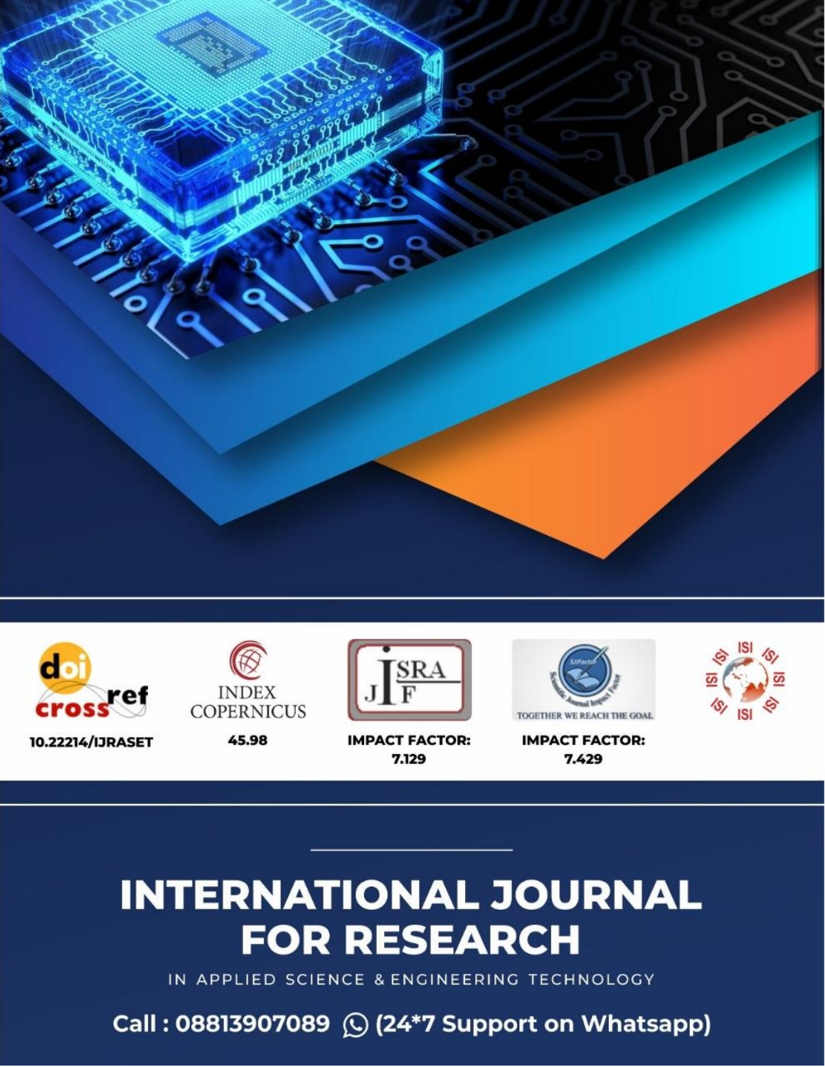10.22214/IJRASET

INDEX COPERNICUS

45.98

IMPACT FACTOR: 7.129

IMPACT FACTOR: 7.429

TOGETHER WE REACH THE GOAL

# INTERNATIONAL JOURNAL FOR RESEARCH

IN APPLIED SCIENCE & ENGINEERING TECHNOLOGY

Call : 08813907089 (24*7 Support on Whatsapp)